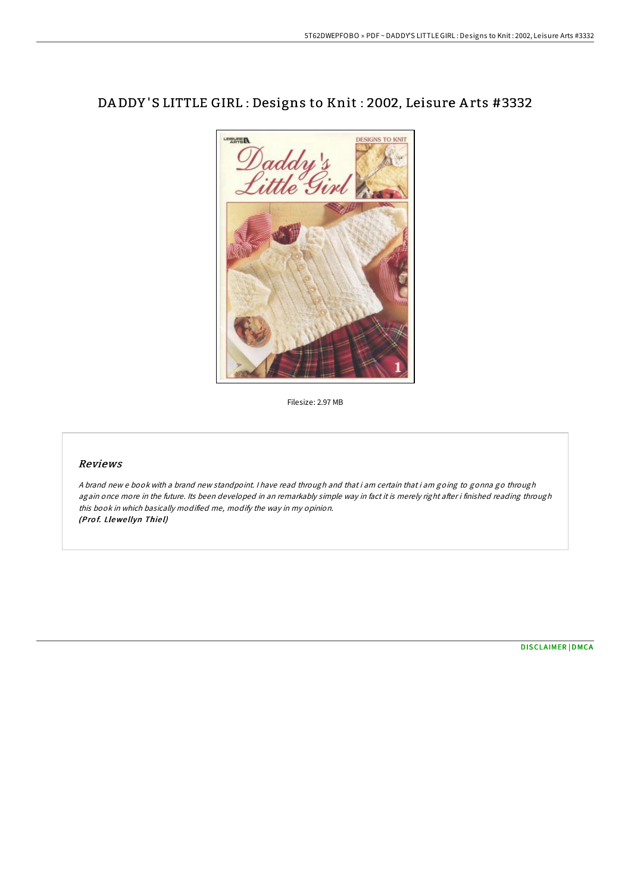# DADDY'S LITTLE GIRL : Designs to Knit : 2002, Leisure Arts #3332

Filesize: 2.97 MB

## Reviews

*A brand new e book with a brand new standpoint. I have read through and that i am certain that i am going to gonna go through again once more in the future. Its been developed in an remarkably simple way in fact it is merely right after i finished reading through this book in which basically modified me, modify the way in my opinion.*
***(Prof. Llewellyn Thiel)***

DISCLAIMER | DMCA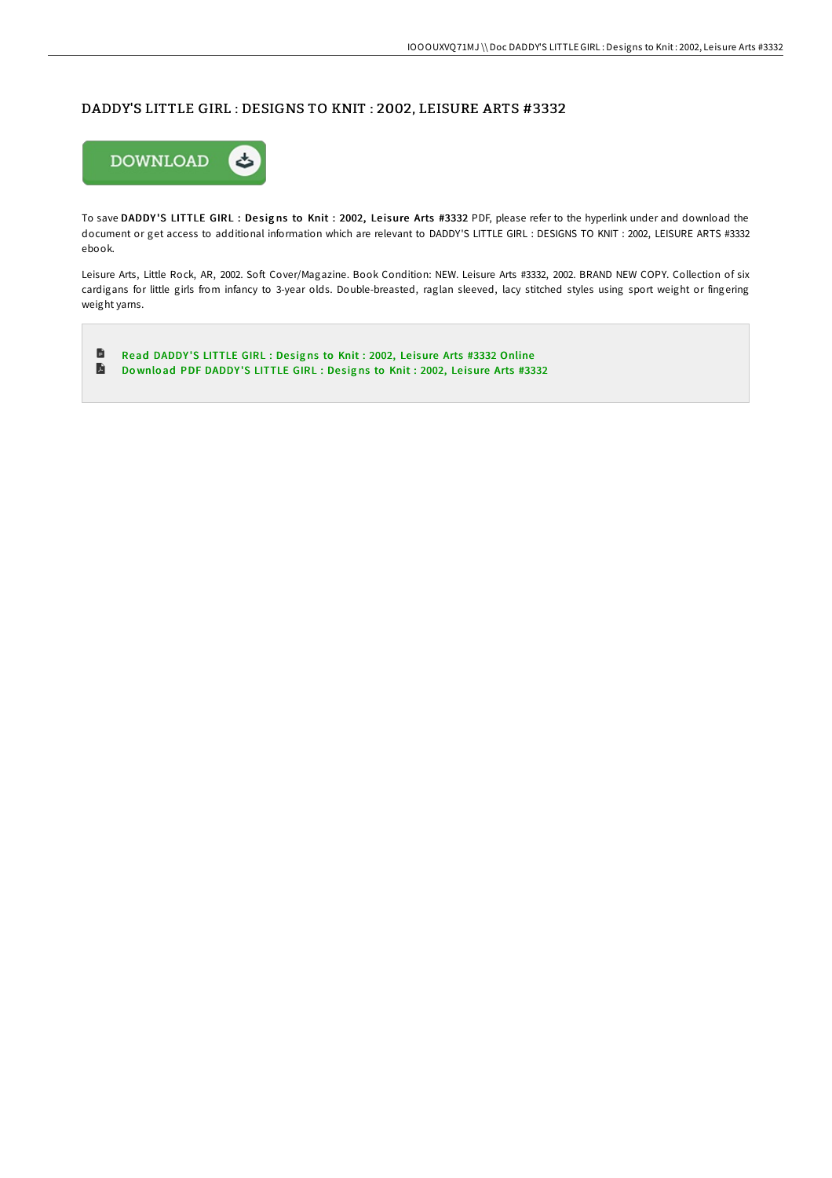# DADDY'S LITTLE GIRL : DESIGNS TO KNIT : 2002, LEISURE ARTS #3332

To save **DADDY'S LITTLE GIRL : Designs to Knit : 2002, Leisure Arts #3332** PDF, please refer to the hyperlink under and download the document or get access to additional information which are relevant to DADDY'S LITTLE GIRL : DESIGNS TO KNIT : 2002, LEISURE ARTS #3332 ebook.

Leisure Arts, Little Rock, AR, 2002. Soft Cover/Magazine. Book Condition: NEW. Leisure Arts #3332, 2002. BRAND NEW COPY. Collection of six cardigans for little girls from infancy to 3-year olds. Double-breasted, raglan sleeved, lacy stitched styles using sport weight or fingering weight yarns.

- Read DADDY'S LITTLE GIRL : Designs to Knit : 2002, Leisure Arts #3332 Online
- Download PDF DADDY'S LITTLE GIRL : Designs to Knit : 2002, Leisure Arts #3332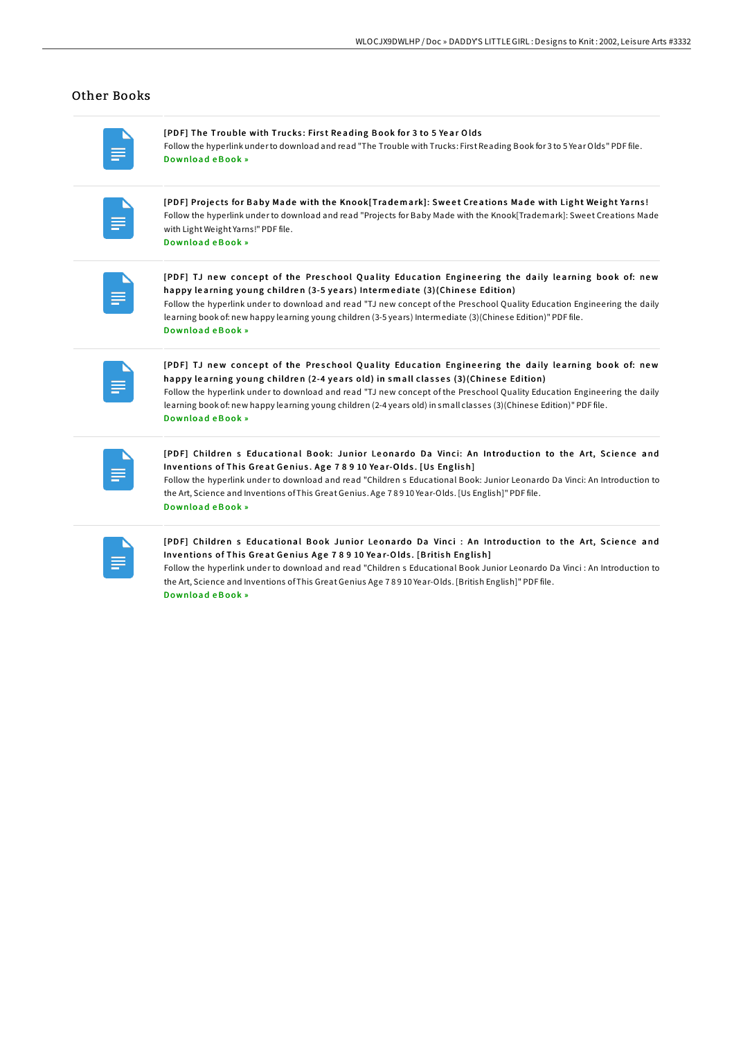## Other Books

**[PDF] The Trouble with Trucks: First Reading Book for 3 to 5 Year Olds**
Follow the hyperlink under to download and read "The Trouble with Trucks: First Reading Book for 3 to 5 Year Olds" PDF file.
Download eBook »

**[PDF] Projects for Baby Made with the Knook[Trademark]: Sweet Creations Made with Light Weight Yarns!**
Follow the hyperlink under to download and read "Projects for Baby Made with the Knook[Trademark]: Sweet Creations Made with Light Weight Yarns!" PDF file.
Download eBook »

**[PDF] TJ new concept of the Preschool Quality Education Engineering the daily learning book of: new happy learning young children (3-5 years) Intermediate (3)(Chinese Edition)**
Follow the hyperlink under to download and read "TJ new concept of the Preschool Quality Education Engineering the daily learning book of: new happy learning young children (3-5 years) Intermediate (3)(Chinese Edition)" PDF file.
Download eBook »

**[PDF] TJ new concept of the Preschool Quality Education Engineering the daily learning book of: new happy learning young children (2-4 years old) in small classes (3)(Chinese Edition)**
Follow the hyperlink under to download and read "TJ new concept of the Preschool Quality Education Engineering the daily learning book of: new happy learning young children (2-4 years old) in small classes (3)(Chinese Edition)" PDF file.
Download eBook »

**[PDF] Children s Educational Book: Junior Leonardo Da Vinci: An Introduction to the Art, Science and Inventions of This Great Genius. Age 7 8 9 10 Year-Olds. [Us English]**
Follow the hyperlink under to download and read "Children s Educational Book: Junior Leonardo Da Vinci: An Introduction to the Art, Science and Inventions of This Great Genius. Age 7 8 9 10 Year-Olds. [Us English]" PDF file.
Download eBook »

**[PDF] Children s Educational Book Junior Leonardo Da Vinci : An Introduction to the Art, Science and Inventions of This Great Genius Age 7 8 9 10 Year-Olds. [British English]**
Follow the hyperlink under to download and read "Children s Educational Book Junior Leonardo Da Vinci : An Introduction to the Art, Science and Inventions of This Great Genius Age 7 8 9 10 Year-Olds. [British English]" PDF file.
Download eBook »